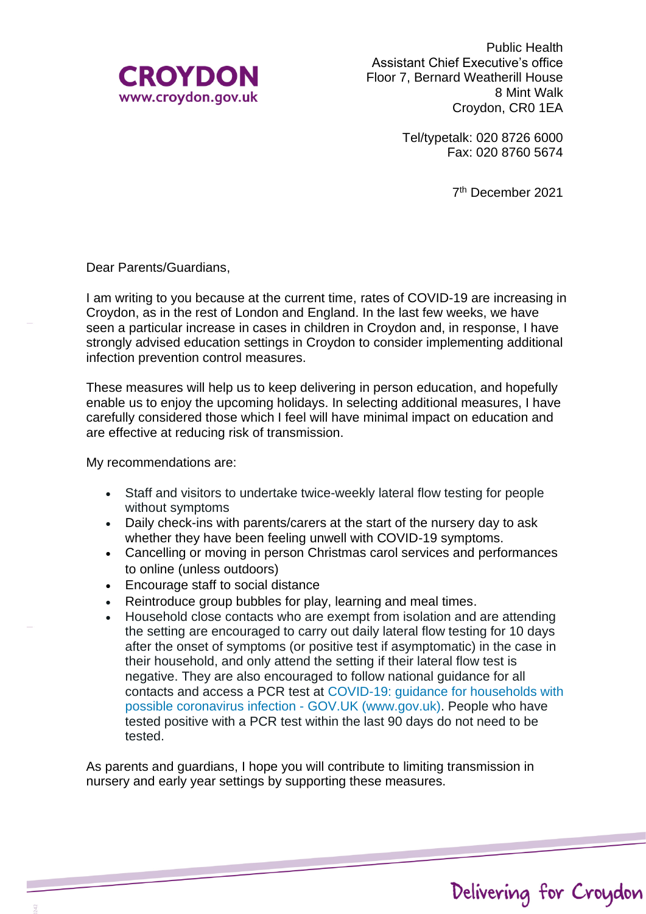CROYDON
www.croydon.gov.uk

Public Health
Assistant Chief Executive's office
Floor 7, Bernard Weatherill House
8 Mint Walk
Croydon, CR0 1EA

Tel/typetalk: 020 8726 6000
Fax: 020 8760 5674

7th December 2021

Dear Parents/Guardians,

I am writing to you because at the current time, rates of COVID-19 are increasing in Croydon, as in the rest of London and England. In the last few weeks, we have seen a particular increase in cases in children in Croydon and, in response, I have strongly advised education settings in Croydon to consider implementing additional infection prevention control measures.

These measures will help us to keep delivering in person education, and hopefully enable us to enjoy the upcoming holidays. In selecting additional measures, I have carefully considered those which I feel will have minimal impact on education and are effective at reducing risk of transmission.

My recommendations are:

- Staff and visitors to undertake twice-weekly lateral flow testing for people without symptoms
- Daily check-ins with parents/carers at the start of the nursery day to ask whether they have been feeling unwell with COVID-19 symptoms.
- Cancelling or moving in person Christmas carol services and performances to online (unless outdoors)
- Encourage staff to social distance
- Reintroduce group bubbles for play, learning and meal times.
- Household close contacts who are exempt from isolation and are attending the setting are encouraged to carry out daily lateral flow testing for 10 days after the onset of symptoms (or positive test if asymptomatic) in the case in their household, and only attend the setting if their lateral flow test is negative. They are also encouraged to follow national guidance for all contacts and access a PCR test at COVID-19: guidance for households with possible coronavirus infection - GOV.UK (www.gov.uk). People who have tested positive with a PCR test within the last 90 days do not need to be tested.

As parents and guardians, I hope you will contribute to limiting transmission in nursery and early year settings by supporting these measures.

Delivering for Croydon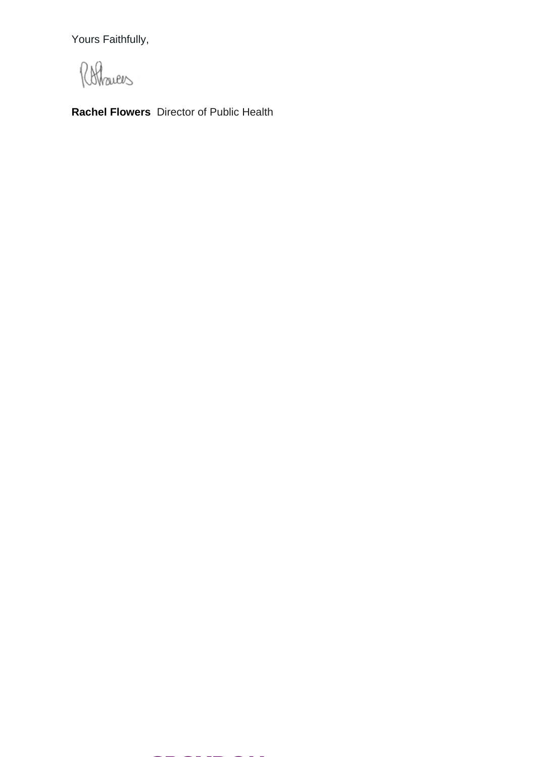Yours Faithfully,

**Rachel Flowers** Director of Public Health